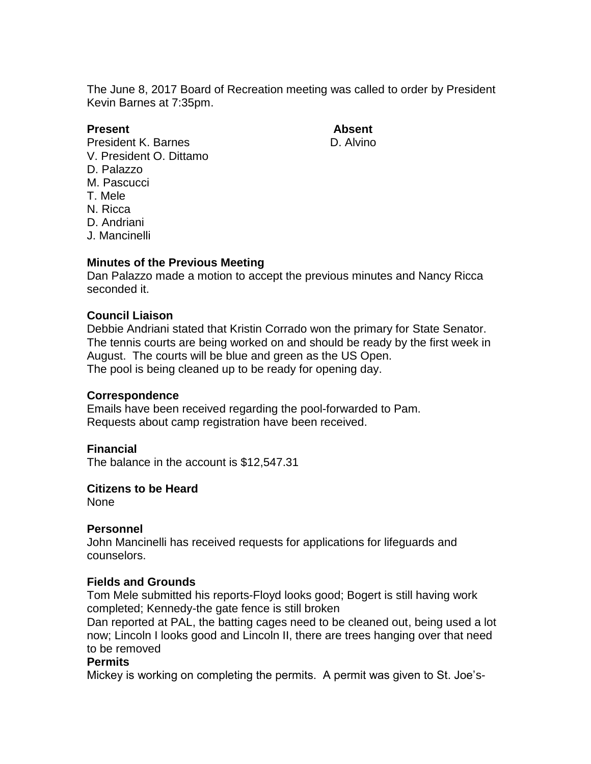The June 8, 2017 Board of Recreation meeting was called to order by President Kevin Barnes at 7:35pm.

| **Present** | **Absent** |
|---|---|
| President K. Barnes | D. Alvino |
| V. President O. Dittamo | |
| D. Palazzo | |
| M. Pascucci | |
| T. Mele | |
| N. Ricca | |
| D. Andriani | |
| J. Mancinelli | |

**Minutes of the Previous Meeting**

Dan Palazzo made a motion to accept the previous minutes and Nancy Ricca seconded it.

**Council Liaison**

Debbie Andriani stated that Kristin Corrado won the primary for State Senator. The tennis courts are being worked on and should be ready by the first week in August. The courts will be blue and green as the US Open.
The pool is being cleaned up to be ready for opening day.

**Correspondence**

Emails have been received regarding the pool-forwarded to Pam.
Requests about camp registration have been received.

**Financial**

The balance in the account is $12,547.31

**Citizens to be Heard**

None

**Personnel**

John Mancinelli has received requests for applications for lifeguards and counselors.

**Fields and Grounds**

Tom Mele submitted his reports-Floyd looks good; Bogert is still having work completed; Kennedy-the gate fence is still broken
Dan reported at PAL, the batting cages need to be cleaned out, being used a lot now; Lincoln I looks good and Lincoln II, there are trees hanging over that need to be removed

**Permits**

Mickey is working on completing the permits. A permit was given to St. Joe's-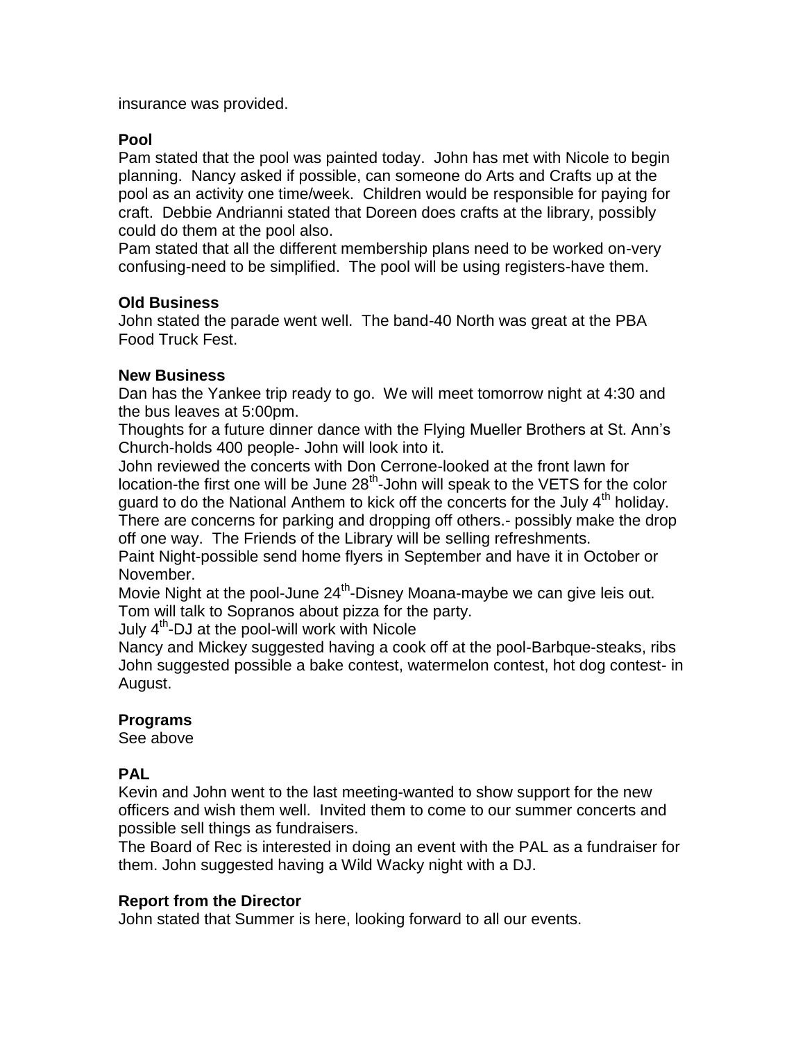insurance was provided.

**Pool**

Pam stated that the pool was painted today. John has met with Nicole to begin planning. Nancy asked if possible, can someone do Arts and Crafts up at the pool as an activity one time/week. Children would be responsible for paying for craft. Debbie Andrianni stated that Doreen does crafts at the library, possibly could do them at the pool also.

Pam stated that all the different membership plans need to be worked on-very confusing-need to be simplified. The pool will be using registers-have them.

**Old Business**

John stated the parade went well. The band-40 North was great at the PBA Food Truck Fest.

**New Business**

Dan has the Yankee trip ready to go. We will meet tomorrow night at 4:30 and the bus leaves at 5:00pm.

Thoughts for a future dinner dance with the Flying Mueller Brothers at St. Ann's Church-holds 400 people- John will look into it.

John reviewed the concerts with Don Cerrone-looked at the front lawn for location-the first one will be June 28th-John will speak to the VETS for the color guard to do the National Anthem to kick off the concerts for the July 4th holiday. There are concerns for parking and dropping off others.- possibly make the drop off one way. The Friends of the Library will be selling refreshments.

Paint Night-possible send home flyers in September and have it in October or November.

Movie Night at the pool-June 24th-Disney Moana-maybe we can give leis out. Tom will talk to Sopranos about pizza for the party.

July 4th-DJ at the pool-will work with Nicole

Nancy and Mickey suggested having a cook off at the pool-Barbque-steaks, ribs John suggested possible a bake contest, watermelon contest, hot dog contest- in August.

**Programs**

See above

**PAL**

Kevin and John went to the last meeting-wanted to show support for the new officers and wish them well. Invited them to come to our summer concerts and possible sell things as fundraisers.

The Board of Rec is interested in doing an event with the PAL as a fundraiser for them. John suggested having a Wild Wacky night with a DJ.

**Report from the Director**

John stated that Summer is here, looking forward to all our events.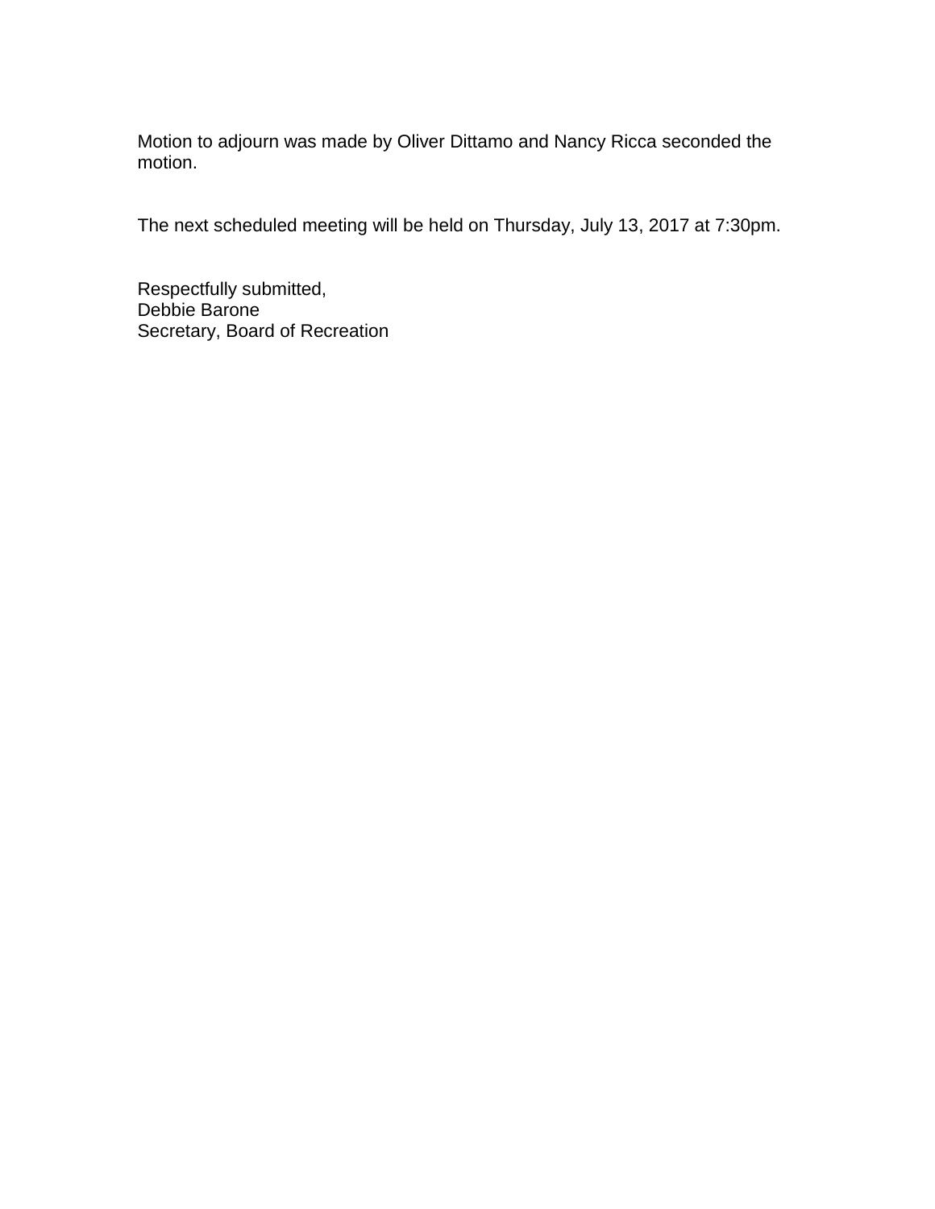Motion to adjourn was made by Oliver Dittamo and Nancy Ricca seconded the motion.

The next scheduled meeting will be held on Thursday, July 13, 2017 at 7:30pm.

Respectfully submitted,  
Debbie Barone  
Secretary, Board of Recreation